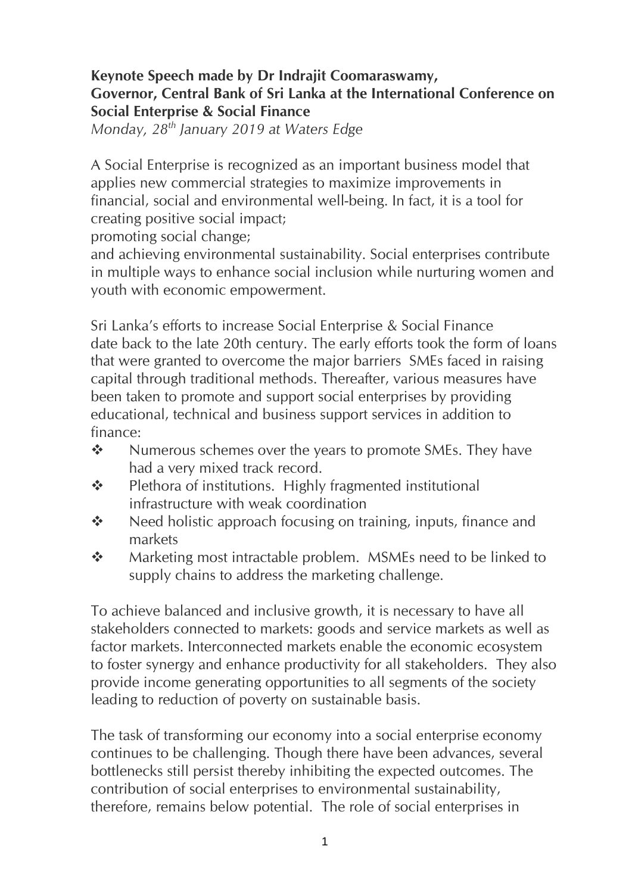**Keynote Speech made by Dr Indrajit Coomaraswamy,**
**Governor, Central Bank of Sri Lanka at the International Conference on Social Enterprise & Social Finance**

*Monday, 28th January 2019 at Waters Edge*

A Social Enterprise is recognized as an important business model that applies new commercial strategies to maximize improvements in financial, social and environmental well-being. In fact, it is a tool for creating positive social impact;
promoting social change;
and achieving environmental sustainability. Social enterprises contribute in multiple ways to enhance social inclusion while nurturing women and youth with economic empowerment.

Sri Lanka's efforts to increase Social Enterprise & Social Finance date back to the late 20th century. The early efforts took the form of loans that were granted to overcome the major barriers SMEs faced in raising capital through traditional methods. Thereafter, various measures have been taken to promote and support social enterprises by providing educational, technical and business support services in addition to finance:

- Numerous schemes over the years to promote SMEs. They have had a very mixed track record.
- Plethora of institutions. Highly fragmented institutional infrastructure with weak coordination
- Need holistic approach focusing on training, inputs, finance and markets
- Marketing most intractable problem. MSMEs need to be linked to supply chains to address the marketing challenge.

To achieve balanced and inclusive growth, it is necessary to have all stakeholders connected to markets: goods and service markets as well as factor markets. Interconnected markets enable the economic ecosystem to foster synergy and enhance productivity for all stakeholders. They also provide income generating opportunities to all segments of the society leading to reduction of poverty on sustainable basis.

The task of transforming our economy into a social enterprise economy continues to be challenging. Though there have been advances, several bottlenecks still persist thereby inhibiting the expected outcomes. The contribution of social enterprises to environmental sustainability, therefore, remains below potential. The role of social enterprises in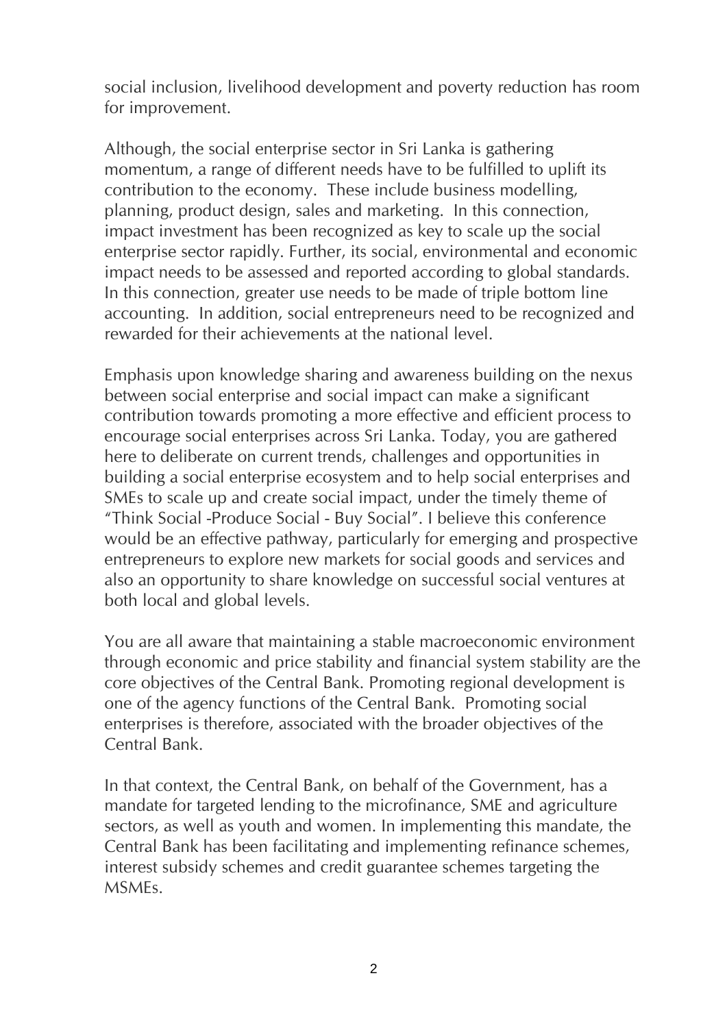social inclusion, livelihood development and poverty reduction has room for improvement.

Although, the social enterprise sector in Sri Lanka is gathering momentum, a range of different needs have to be fulfilled to uplift its contribution to the economy. These include business modelling, planning, product design, sales and marketing. In this connection, impact investment has been recognized as key to scale up the social enterprise sector rapidly. Further, its social, environmental and economic impact needs to be assessed and reported according to global standards. In this connection, greater use needs to be made of triple bottom line accounting. In addition, social entrepreneurs need to be recognized and rewarded for their achievements at the national level.

Emphasis upon knowledge sharing and awareness building on the nexus between social enterprise and social impact can make a significant contribution towards promoting a more effective and efficient process to encourage social enterprises across Sri Lanka. Today, you are gathered here to deliberate on current trends, challenges and opportunities in building a social enterprise ecosystem and to help social enterprises and SMEs to scale up and create social impact, under the timely theme of "Think Social -Produce Social - Buy Social". I believe this conference would be an effective pathway, particularly for emerging and prospective entrepreneurs to explore new markets for social goods and services and also an opportunity to share knowledge on successful social ventures at both local and global levels.

You are all aware that maintaining a stable macroeconomic environment through economic and price stability and financial system stability are the core objectives of the Central Bank. Promoting regional development is one of the agency functions of the Central Bank. Promoting social enterprises is therefore, associated with the broader objectives of the Central Bank.

In that context, the Central Bank, on behalf of the Government, has a mandate for targeted lending to the microfinance, SME and agriculture sectors, as well as youth and women. In implementing this mandate, the Central Bank has been facilitating and implementing refinance schemes, interest subsidy schemes and credit guarantee schemes targeting the MSMEs.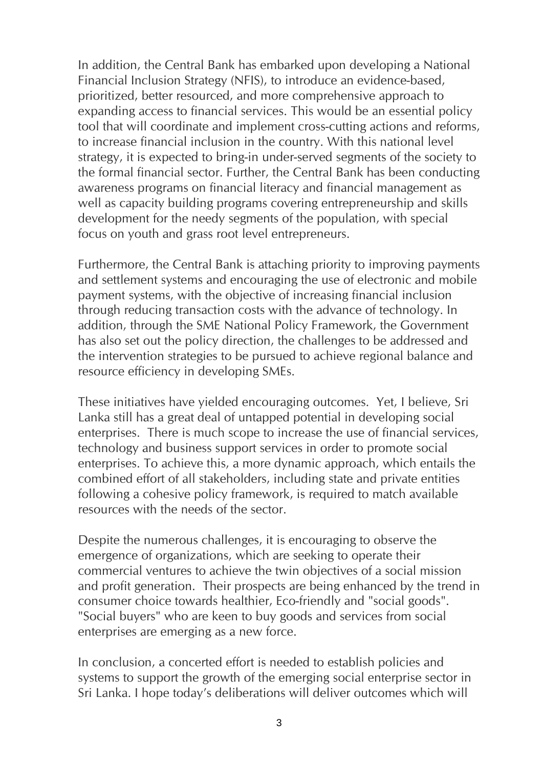In addition, the Central Bank has embarked upon developing a National Financial Inclusion Strategy (NFIS), to introduce an evidence-based, prioritized, better resourced, and more comprehensive approach to expanding access to financial services. This would be an essential policy tool that will coordinate and implement cross-cutting actions and reforms, to increase financial inclusion in the country. With this national level strategy, it is expected to bring-in under-served segments of the society to the formal financial sector. Further, the Central Bank has been conducting awareness programs on financial literacy and financial management as well as capacity building programs covering entrepreneurship and skills development for the needy segments of the population, with special focus on youth and grass root level entrepreneurs.

Furthermore, the Central Bank is attaching priority to improving payments and settlement systems and encouraging the use of electronic and mobile payment systems, with the objective of increasing financial inclusion through reducing transaction costs with the advance of technology. In addition, through the SME National Policy Framework, the Government has also set out the policy direction, the challenges to be addressed and the intervention strategies to be pursued to achieve regional balance and resource efficiency in developing SMEs.

These initiatives have yielded encouraging outcomes. Yet, I believe, Sri Lanka still has a great deal of untapped potential in developing social enterprises. There is much scope to increase the use of financial services, technology and business support services in order to promote social enterprises. To achieve this, a more dynamic approach, which entails the combined effort of all stakeholders, including state and private entities following a cohesive policy framework, is required to match available resources with the needs of the sector.

Despite the numerous challenges, it is encouraging to observe the emergence of organizations, which are seeking to operate their commercial ventures to achieve the twin objectives of a social mission and profit generation. Their prospects are being enhanced by the trend in consumer choice towards healthier, Eco-friendly and "social goods". "Social buyers" who are keen to buy goods and services from social enterprises are emerging as a new force.

In conclusion, a concerted effort is needed to establish policies and systems to support the growth of the emerging social enterprise sector in Sri Lanka. I hope today's deliberations will deliver outcomes which will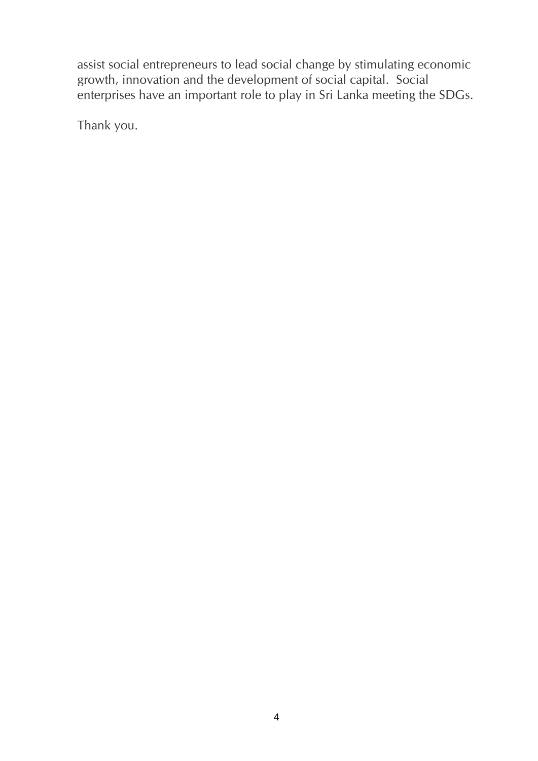assist social entrepreneurs to lead social change by stimulating economic growth, innovation and the development of social capital. Social enterprises have an important role to play in Sri Lanka meeting the SDGs.

Thank you.